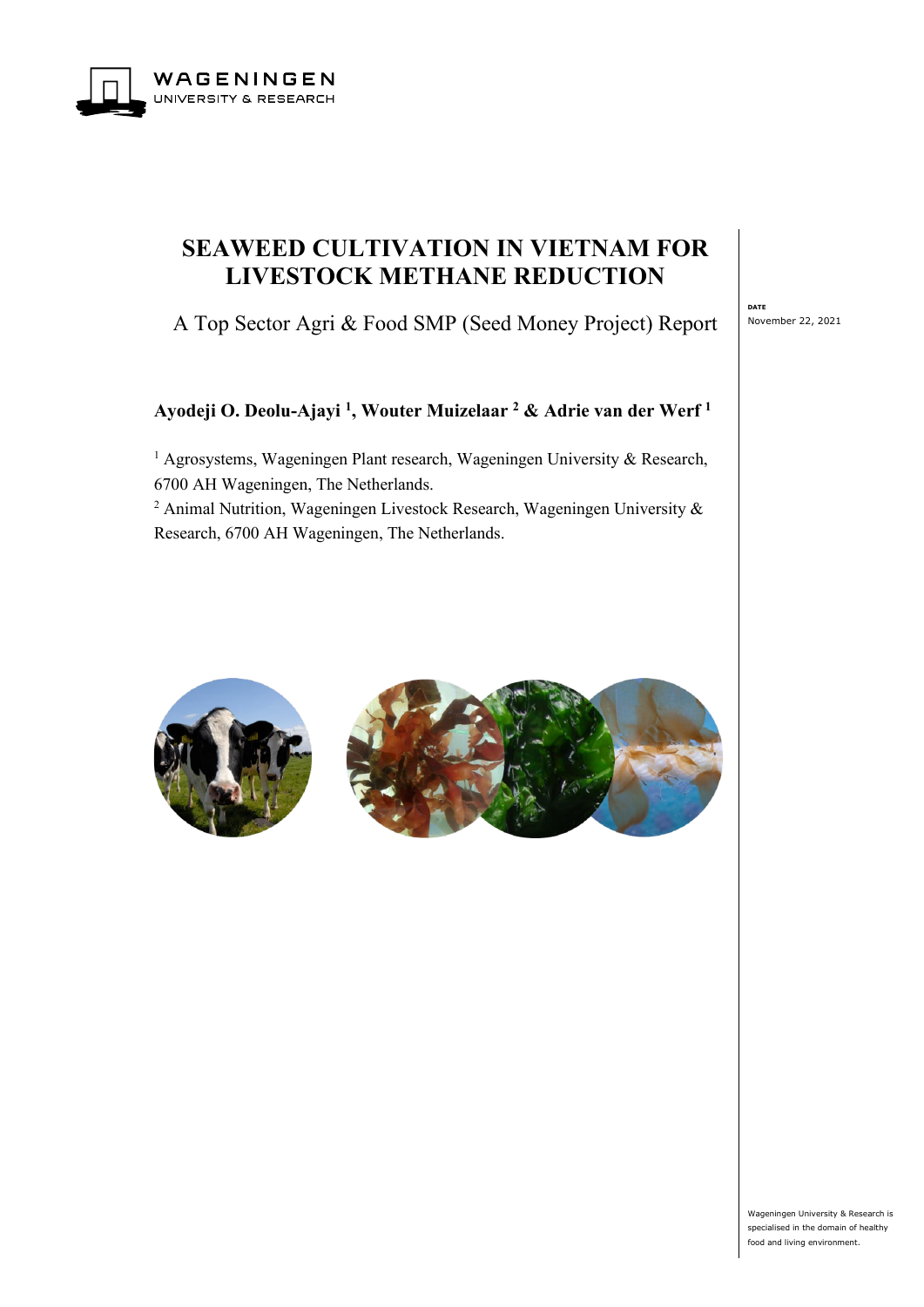# SEAWEED CULTIVATION IN VIETNAM FOR LIVESTOCK METHANE REDUCTION

A Top Sector Agri & Food SMP (Seed Money Project) Report

DATE
November 22, 2021

**Ayodeji O. Deolu-Ajayi [1], Wouter Muizelaar [2] & Adrie van der Werf [1]**

[1] Agrosystems, Wageningen Plant research, Wageningen University & Research, 6700 AH Wageningen, The Netherlands.

[2] Animal Nutrition, Wageningen Livestock Research, Wageningen University & Research, 6700 AH Wageningen, The Netherlands.

Wageningen University & Research is specialised in the domain of healthy food and living environment.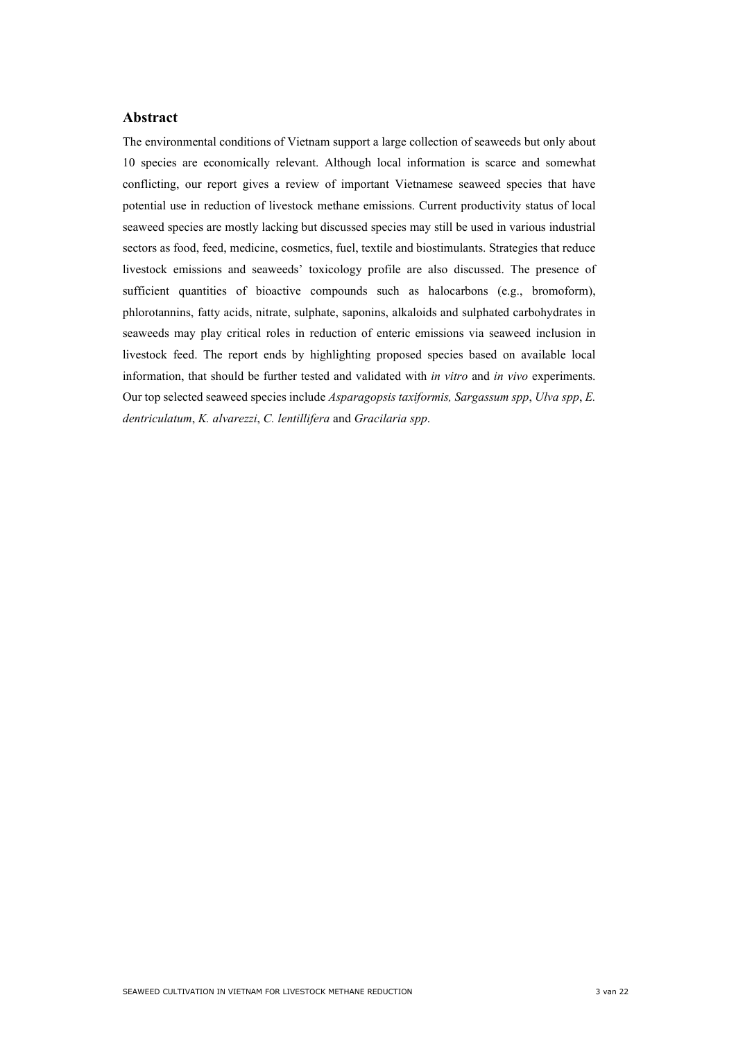## Abstract

The environmental conditions of Vietnam support a large collection of seaweeds but only about 10 species are economically relevant. Although local information is scarce and somewhat conflicting, our report gives a review of important Vietnamese seaweed species that have potential use in reduction of livestock methane emissions. Current productivity status of local seaweed species are mostly lacking but discussed species may still be used in various industrial sectors as food, feed, medicine, cosmetics, fuel, textile and biostimulants. Strategies that reduce livestock emissions and seaweeds' toxicology profile are also discussed. The presence of sufficient quantities of bioactive compounds such as halocarbons (e.g., bromoform), phlorotannins, fatty acids, nitrate, sulphate, saponins, alkaloids and sulphated carbohydrates in seaweeds may play critical roles in reduction of enteric emissions via seaweed inclusion in livestock feed. The report ends by highlighting proposed species based on available local information, that should be further tested and validated with *in vitro* and *in vivo* experiments. Our top selected seaweed species include *Asparagopsis taxiformis, Sargassum spp*, *Ulva spp*, *E. dentriculatum*, *K. alvarezzi*, *C. lentillifera* and *Gracilaria spp*.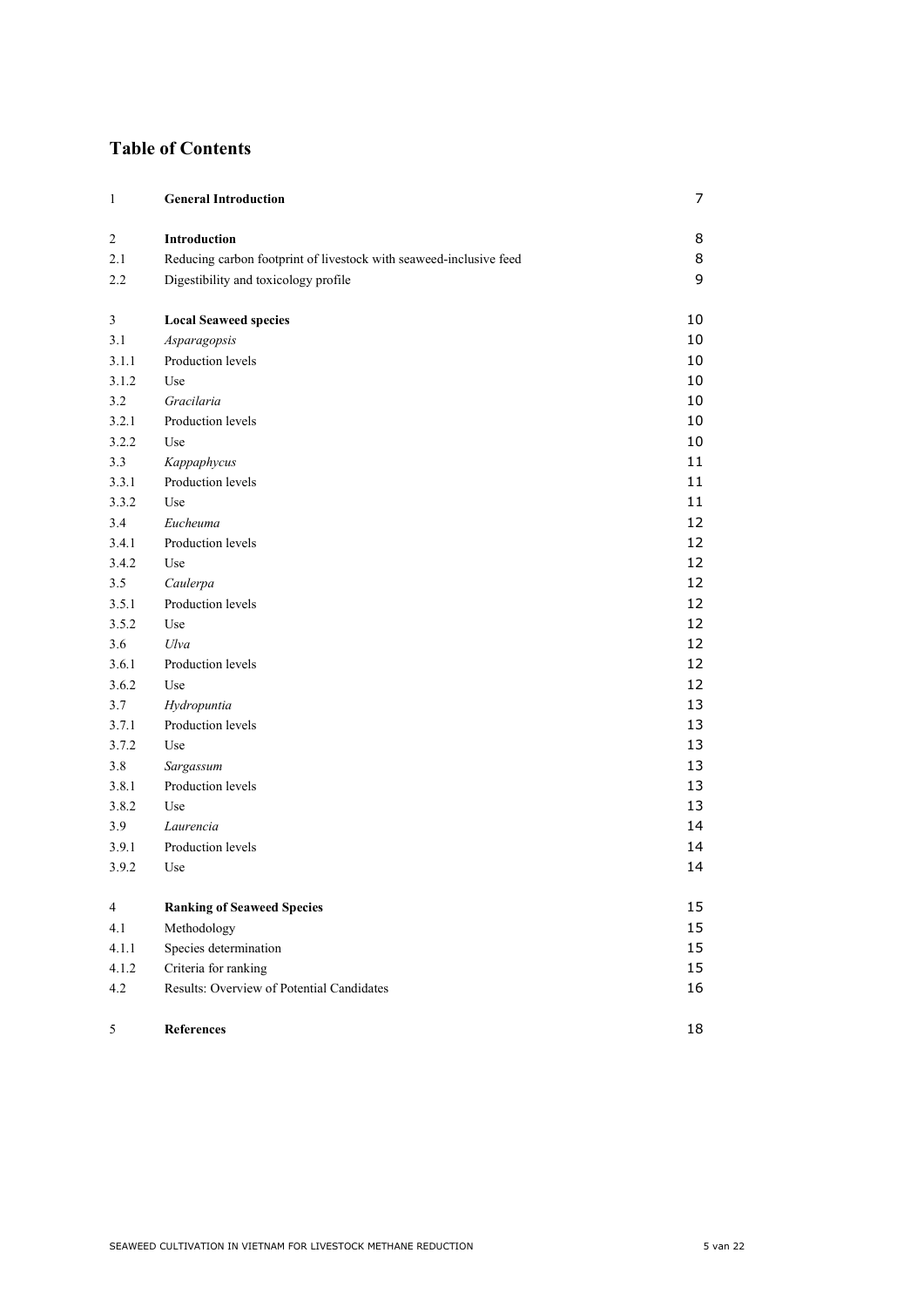# Table of Contents

| | | |
|---|---|---|
| 1 | **General Introduction** | 7 |
| 2 | **Introduction** | 8 |
| 2.1 | Reducing carbon footprint of livestock with seaweed-inclusive feed | 8 |
| 2.2 | Digestibility and toxicology profile | 9 |
| 3 | **Local Seaweed species** | 10 |
| 3.1 | *Asparagopsis* | 10 |
| 3.1.1 | Production levels | 10 |
| 3.1.2 | Use | 10 |
| 3.2 | *Gracilaria* | 10 |
| 3.2.1 | Production levels | 10 |
| 3.2.2 | Use | 10 |
| 3.3 | *Kappaphycus* | 11 |
| 3.3.1 | Production levels | 11 |
| 3.3.2 | Use | 11 |
| 3.4 | *Eucheuma* | 12 |
| 3.4.1 | Production levels | 12 |
| 3.4.2 | Use | 12 |
| 3.5 | *Caulerpa* | 12 |
| 3.5.1 | Production levels | 12 |
| 3.5.2 | Use | 12 |
| 3.6 | *Ulva* | 12 |
| 3.6.1 | Production levels | 12 |
| 3.6.2 | Use | 12 |
| 3.7 | *Hydropuntia* | 13 |
| 3.7.1 | Production levels | 13 |
| 3.7.2 | Use | 13 |
| 3.8 | *Sargassum* | 13 |
| 3.8.1 | Production levels | 13 |
| 3.8.2 | Use | 13 |
| 3.9 | *Laurencia* | 14 |
| 3.9.1 | Production levels | 14 |
| 3.9.2 | Use | 14 |
| 4 | **Ranking of Seaweed Species** | 15 |
| 4.1 | Methodology | 15 |
| 4.1.1 | Species determination | 15 |
| 4.1.2 | Criteria for ranking | 15 |
| 4.2 | Results: Overview of Potential Candidates | 16 |
| 5 | **References** | 18 |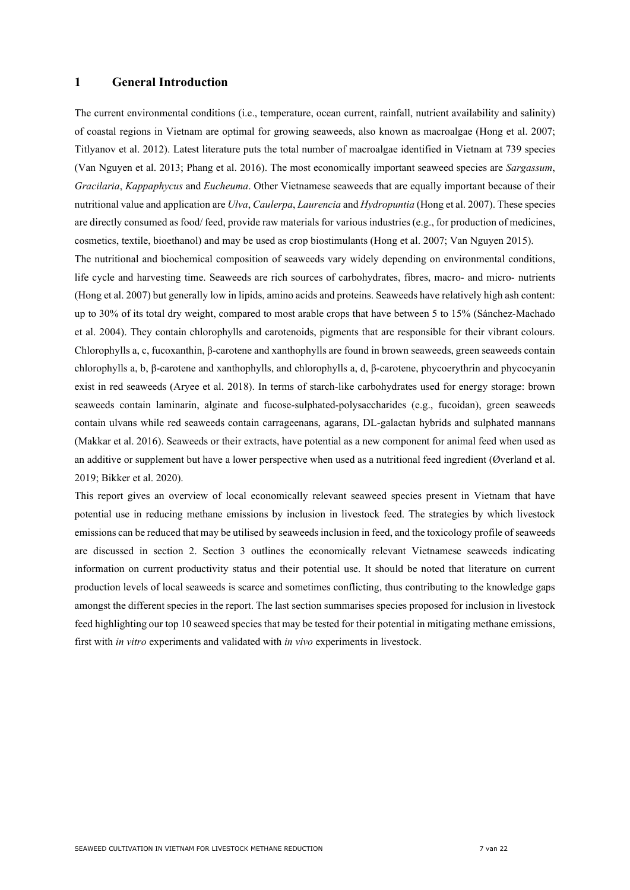# 1 General Introduction

The current environmental conditions (i.e., temperature, ocean current, rainfall, nutrient availability and salinity) of coastal regions in Vietnam are optimal for growing seaweeds, also known as macroalgae (Hong et al. 2007; Titlyanov et al. 2012). Latest literature puts the total number of macroalgae identified in Vietnam at 739 species (Van Nguyen et al. 2013; Phang et al. 2016). The most economically important seaweed species are *Sargassum*, *Gracilaria*, *Kappaphycus* and *Eucheuma*. Other Vietnamese seaweeds that are equally important because of their nutritional value and application are *Ulva*, *Caulerpa*, *Laurencia* and *Hydropuntia* (Hong et al. 2007). These species are directly consumed as food/ feed, provide raw materials for various industries (e.g., for production of medicines, cosmetics, textile, bioethanol) and may be used as crop biostimulants (Hong et al. 2007; Van Nguyen 2015).

The nutritional and biochemical composition of seaweeds vary widely depending on environmental conditions, life cycle and harvesting time. Seaweeds are rich sources of carbohydrates, fibres, macro- and micro- nutrients (Hong et al. 2007) but generally low in lipids, amino acids and proteins. Seaweeds have relatively high ash content: up to 30% of its total dry weight, compared to most arable crops that have between 5 to 15% (Sánchez-Machado et al. 2004). They contain chlorophylls and carotenoids, pigments that are responsible for their vibrant colours. Chlorophylls a, c, fucoxanthin, β-carotene and xanthophylls are found in brown seaweeds, green seaweeds contain chlorophylls a, b, β-carotene and xanthophylls, and chlorophylls a, d, β-carotene, phycoerythrin and phycocyanin exist in red seaweeds (Aryee et al. 2018). In terms of starch-like carbohydrates used for energy storage: brown seaweeds contain laminarin, alginate and fucose-sulphated-polysaccharides (e.g., fucoidan), green seaweeds contain ulvans while red seaweeds contain carrageenans, agarans, DL-galactan hybrids and sulphated mannans (Makkar et al. 2016). Seaweeds or their extracts, have potential as a new component for animal feed when used as an additive or supplement but have a lower perspective when used as a nutritional feed ingredient (Øverland et al. 2019; Bikker et al. 2020).

This report gives an overview of local economically relevant seaweed species present in Vietnam that have potential use in reducing methane emissions by inclusion in livestock feed. The strategies by which livestock emissions can be reduced that may be utilised by seaweeds inclusion in feed, and the toxicology profile of seaweeds are discussed in section 2. Section 3 outlines the economically relevant Vietnamese seaweeds indicating information on current productivity status and their potential use. It should be noted that literature on current production levels of local seaweeds is scarce and sometimes conflicting, thus contributing to the knowledge gaps amongst the different species in the report. The last section summarises species proposed for inclusion in livestock feed highlighting our top 10 seaweed species that may be tested for their potential in mitigating methane emissions, first with *in vitro* experiments and validated with *in vivo* experiments in livestock.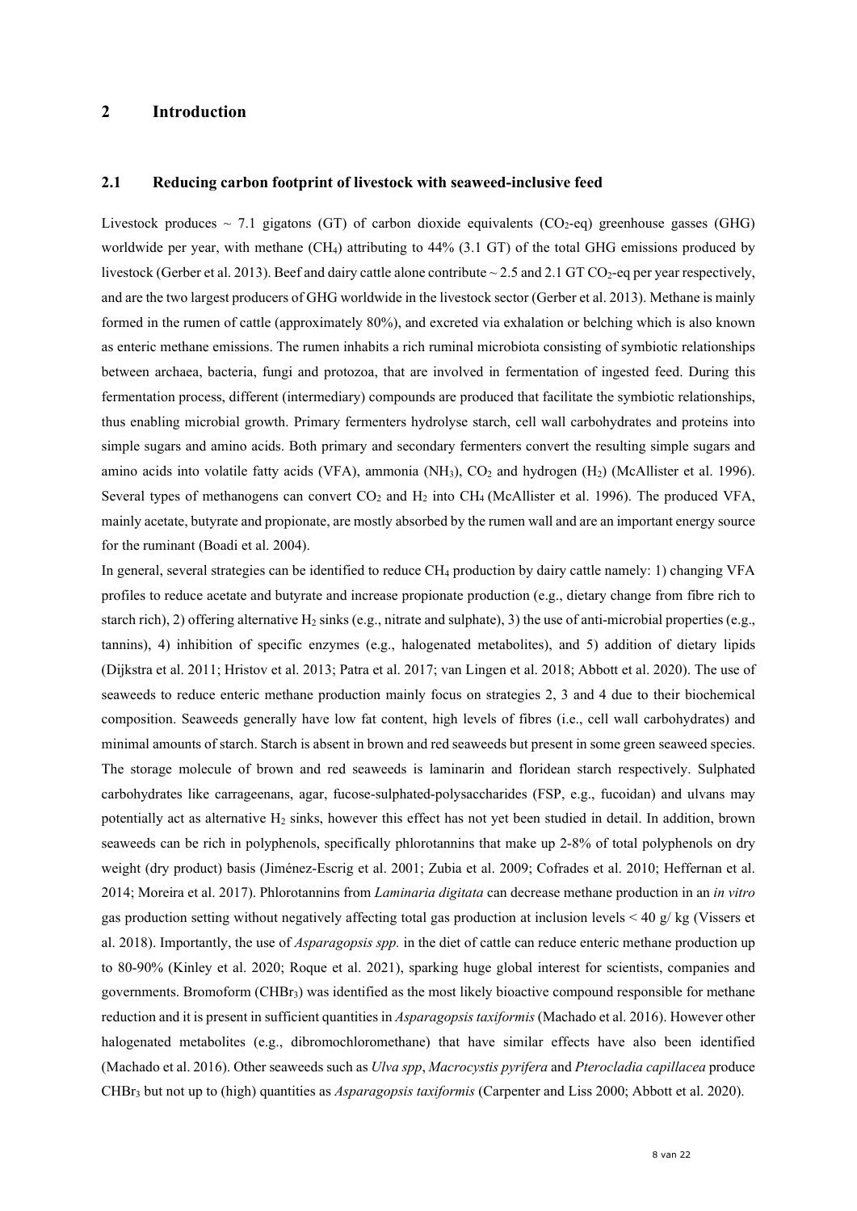# 2 Introduction

## 2.1 Reducing carbon footprint of livestock with seaweed-inclusive feed

Livestock produces ~ 7.1 gigatons (GT) of carbon dioxide equivalents ($CO_2$-eq) greenhouse gasses (GHG) worldwide per year, with methane ($CH_4$) attributing to 44% (3.1 GT) of the total GHG emissions produced by livestock (Gerber et al. 2013). Beef and dairy cattle alone contribute ~ 2.5 and 2.1 GT $CO_2$-eq per year respectively, and are the two largest producers of GHG worldwide in the livestock sector (Gerber et al. 2013). Methane is mainly formed in the rumen of cattle (approximately 80%), and excreted via exhalation or belching which is also known as enteric methane emissions. The rumen inhabits a rich ruminal microbiota consisting of symbiotic relationships between archaea, bacteria, fungi and protozoa, that are involved in fermentation of ingested feed. During this fermentation process, different (intermediary) compounds are produced that facilitate the symbiotic relationships, thus enabling microbial growth. Primary fermenters hydrolyse starch, cell wall carbohydrates and proteins into simple sugars and amino acids. Both primary and secondary fermenters convert the resulting simple sugars and amino acids into volatile fatty acids (VFA), ammonia ($NH_3$), $CO_2$ and hydrogen ($H_2$) (McAllister et al. 1996). Several types of methanogens can convert $CO_2$ and $H_2$ into $CH_4$ (McAllister et al. 1996). The produced VFA, mainly acetate, butyrate and propionate, are mostly absorbed by the rumen wall and are an important energy source for the ruminant (Boadi et al. 2004).

In general, several strategies can be identified to reduce $CH_4$ production by dairy cattle namely: 1) changing VFA profiles to reduce acetate and butyrate and increase propionate production (e.g., dietary change from fibre rich to starch rich), 2) offering alternative $H_2$ sinks (e.g., nitrate and sulphate), 3) the use of anti-microbial properties (e.g., tannins), 4) inhibition of specific enzymes (e.g., halogenated metabolites), and 5) addition of dietary lipids (Dijkstra et al. 2011; Hristov et al. 2013; Patra et al. 2017; van Lingen et al. 2018; Abbott et al. 2020). The use of seaweeds to reduce enteric methane production mainly focus on strategies 2, 3 and 4 due to their biochemical composition. Seaweeds generally have low fat content, high levels of fibres (i.e., cell wall carbohydrates) and minimal amounts of starch. Starch is absent in brown and red seaweeds but present in some green seaweed species. The storage molecule of brown and red seaweeds is laminarin and floridean starch respectively. Sulphated carbohydrates like carrageenans, agar, fucose-sulphated-polysaccharides (FSP, e.g., fucoidan) and ulvans may potentially act as alternative $H_2$ sinks, however this effect has not yet been studied in detail. In addition, brown seaweeds can be rich in polyphenols, specifically phlorotannins that make up 2-8% of total polyphenols on dry weight (dry product) basis (Jiménez-Escrig et al. 2001; Zubia et al. 2009; Cofrades et al. 2010; Heffernan et al. 2014; Moreira et al. 2017). Phlorotannins from *Laminaria digitata* can decrease methane production in an *in vitro* gas production setting without negatively affecting total gas production at inclusion levels < 40 g/ kg (Vissers et al. 2018). Importantly, the use of *Asparagopsis spp.* in the diet of cattle can reduce enteric methane production up to 80-90% (Kinley et al. 2020; Roque et al. 2021), sparking huge global interest for scientists, companies and governments. Bromoform ($CHBr_3$) was identified as the most likely bioactive compound responsible for methane reduction and it is present in sufficient quantities in *Asparagopsis taxiformis* (Machado et al. 2016). However other halogenated metabolites (e.g., dibromochloromethane) that have similar effects have also been identified (Machado et al. 2016). Other seaweeds such as *Ulva spp*, *Macrocystis pyrifera* and *Pterocladia capillacea* produce $CHBr_3$ but not up to (high) quantities as *Asparagopsis taxiformis* (Carpenter and Liss 2000; Abbott et al. 2020).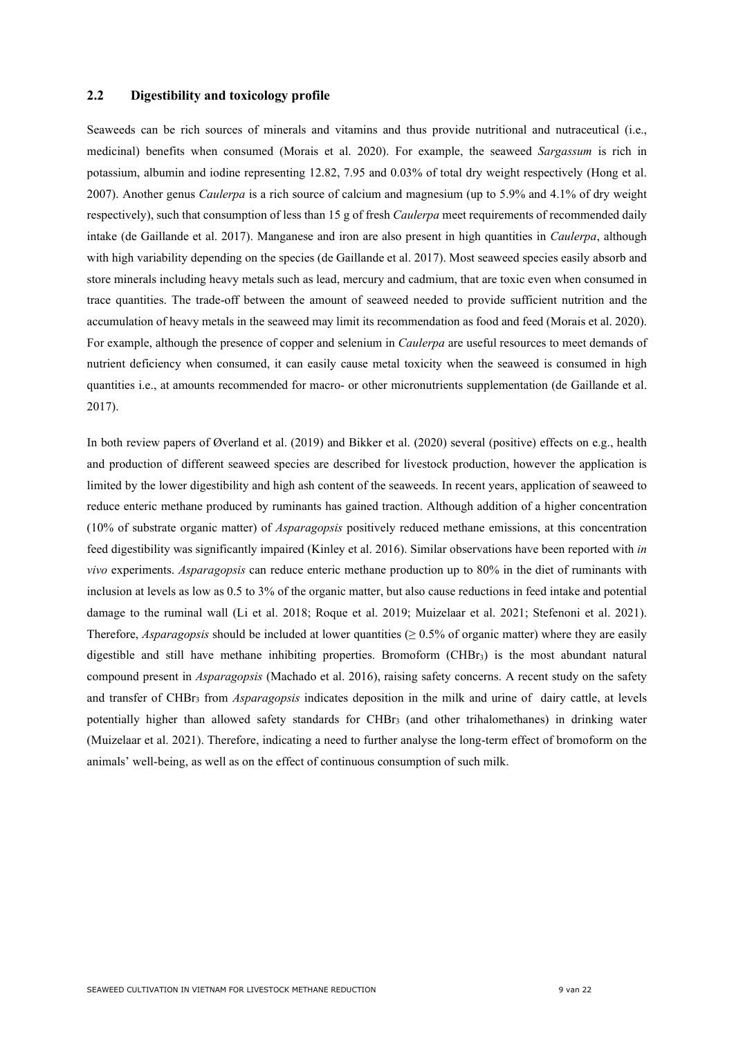## 2.2 Digestibility and toxicology profile

Seaweeds can be rich sources of minerals and vitamins and thus provide nutritional and nutraceutical (i.e., medicinal) benefits when consumed (Morais et al. 2020). For example, the seaweed *Sargassum* is rich in potassium, albumin and iodine representing 12.82, 7.95 and 0.03% of total dry weight respectively (Hong et al. 2007). Another genus *Caulerpa* is a rich source of calcium and magnesium (up to 5.9% and 4.1% of dry weight respectively), such that consumption of less than 15 g of fresh *Caulerpa* meet requirements of recommended daily intake (de Gaillande et al. 2017). Manganese and iron are also present in high quantities in *Caulerpa*, although with high variability depending on the species (de Gaillande et al. 2017). Most seaweed species easily absorb and store minerals including heavy metals such as lead, mercury and cadmium, that are toxic even when consumed in trace quantities. The trade-off between the amount of seaweed needed to provide sufficient nutrition and the accumulation of heavy metals in the seaweed may limit its recommendation as food and feed (Morais et al. 2020). For example, although the presence of copper and selenium in *Caulerpa* are useful resources to meet demands of nutrient deficiency when consumed, it can easily cause metal toxicity when the seaweed is consumed in high quantities i.e., at amounts recommended for macro- or other micronutrients supplementation (de Gaillande et al. 2017).

In both review papers of Øverland et al. (2019) and Bikker et al. (2020) several (positive) effects on e.g., health and production of different seaweed species are described for livestock production, however the application is limited by the lower digestibility and high ash content of the seaweeds. In recent years, application of seaweed to reduce enteric methane produced by ruminants has gained traction. Although addition of a higher concentration (10% of substrate organic matter) of *Asparagopsis* positively reduced methane emissions, at this concentration feed digestibility was significantly impaired (Kinley et al. 2016). Similar observations have been reported with *in vivo* experiments. *Asparagopsis* can reduce enteric methane production up to 80% in the diet of ruminants with inclusion at levels as low as 0.5 to 3% of the organic matter, but also cause reductions in feed intake and potential damage to the ruminal wall (Li et al. 2018; Roque et al. 2019; Muizelaar et al. 2021; Stefenoni et al. 2021). Therefore, *Asparagopsis* should be included at lower quantities ($\geq$ 0.5% of organic matter) where they are easily digestible and still have methane inhibiting properties. Bromoform ($CHBr_3$) is the most abundant natural compound present in *Asparagopsis* (Machado et al. 2016), raising safety concerns. A recent study on the safety and transfer of $CHBr_3$ from *Asparagopsis* indicates deposition in the milk and urine of dairy cattle, at levels potentially higher than allowed safety standards for $CHBr_3$ (and other trihalomethanes) in drinking water (Muizelaar et al. 2021). Therefore, indicating a need to further analyse the long-term effect of bromoform on the animals' well-being, as well as on the effect of continuous consumption of such milk.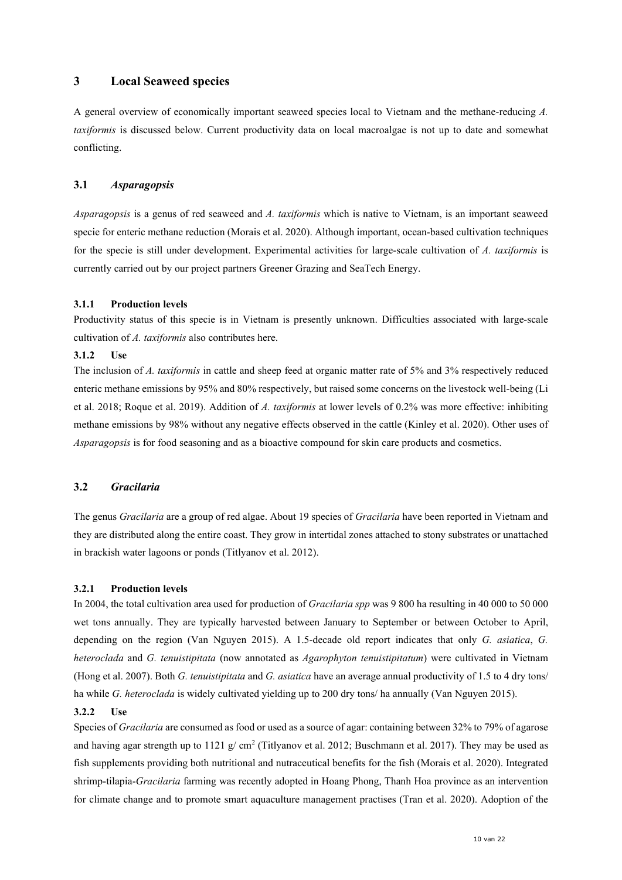# 3 Local Seaweed species

A general overview of economically important seaweed species local to Vietnam and the methane-reducing *A. taxiformis* is discussed below. Current productivity data on local macroalgae is not up to date and somewhat conflicting.

## 3.1 *Asparagopsis*

*Asparagopsis* is a genus of red seaweed and *A. taxiformis* which is native to Vietnam, is an important seaweed specie for enteric methane reduction (Morais et al. 2020). Although important, ocean-based cultivation techniques for the specie is still under development. Experimental activities for large-scale cultivation of *A. taxiformis* is currently carried out by our project partners Greener Grazing and SeaTech Energy.

### 3.1.1 Production levels

Productivity status of this specie is in Vietnam is presently unknown. Difficulties associated with large-scale cultivation of *A. taxiformis* also contributes here.

### 3.1.2 Use

The inclusion of *A. taxiformis* in cattle and sheep feed at organic matter rate of 5% and 3% respectively reduced enteric methane emissions by 95% and 80% respectively, but raised some concerns on the livestock well-being (Li et al. 2018; Roque et al. 2019). Addition of *A. taxiformis* at lower levels of 0.2% was more effective: inhibiting methane emissions by 98% without any negative effects observed in the cattle (Kinley et al. 2020). Other uses of *Asparagopsis* is for food seasoning and as a bioactive compound for skin care products and cosmetics.

## 3.2 *Gracilaria*

The genus *Gracilaria* are a group of red algae. About 19 species of *Gracilaria* have been reported in Vietnam and they are distributed along the entire coast. They grow in intertidal zones attached to stony substrates or unattached in brackish water lagoons or ponds (Titlyanov et al. 2012).

### 3.2.1 Production levels

In 2004, the total cultivation area used for production of *Gracilaria spp* was 9 800 ha resulting in 40 000 to 50 000 wet tons annually. They are typically harvested between January to September or between October to April, depending on the region (Van Nguyen 2015). A 1.5-decade old report indicates that only *G. asiatica*, *G. heteroclada* and *G. tenuistipitata* (now annotated as *Agarophyton tenuistipitatum*) were cultivated in Vietnam (Hong et al. 2007). Both *G. tenuistipitata* and *G. asiatica* have an average annual productivity of 1.5 to 4 dry tons/ ha while *G. heteroclada* is widely cultivated yielding up to 200 dry tons/ ha annually (Van Nguyen 2015).

### 3.2.2 Use

Species of *Gracilaria* are consumed as food or used as a source of agar: containing between 32% to 79% of agarose and having agar strength up to 1121 g/ $cm^2$ (Titlyanov et al. 2012; Buschmann et al. 2017). They may be used as fish supplements providing both nutritional and nutraceutical benefits for the fish (Morais et al. 2020). Integrated shrimp-tilapia-*Gracilaria* farming was recently adopted in Hoang Phong, Thanh Hoa province as an intervention for climate change and to promote smart aquaculture management practises (Tran et al. 2020). Adoption of the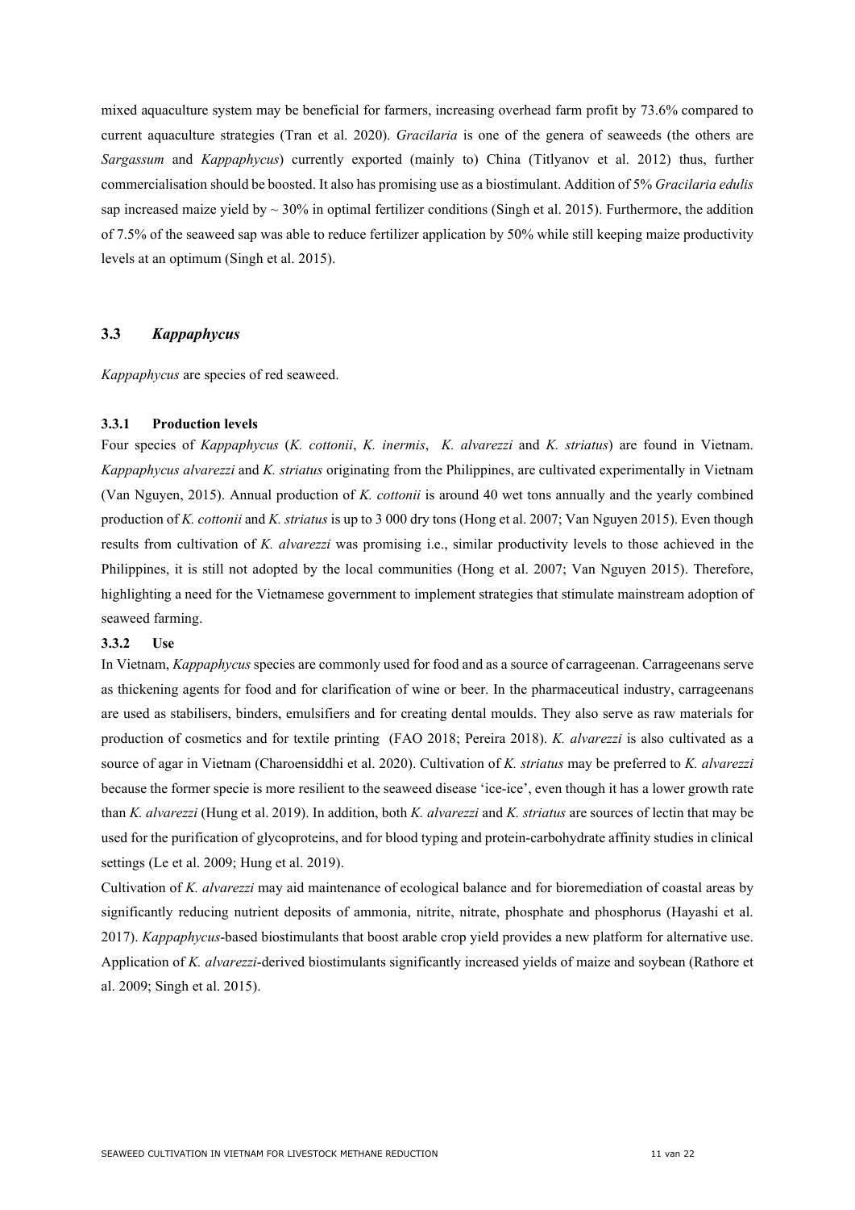mixed aquaculture system may be beneficial for farmers, increasing overhead farm profit by 73.6% compared to current aquaculture strategies (Tran et al. 2020). *Gracilaria* is one of the genera of seaweeds (the others are *Sargassum* and *Kappaphycus*) currently exported (mainly to) China (Titlyanov et al. 2012) thus, further commercialisation should be boosted. It also has promising use as a biostimulant. Addition of 5% *Gracilaria edulis* sap increased maize yield by ~ 30% in optimal fertilizer conditions (Singh et al. 2015). Furthermore, the addition of 7.5% of the seaweed sap was able to reduce fertilizer application by 50% while still keeping maize productivity levels at an optimum (Singh et al. 2015).

## 3.3 *Kappaphycus*

*Kappaphycus* are species of red seaweed.

### 3.3.1 Production levels

Four species of *Kappaphycus* (*K. cottonii*, *K. inermis*, *K. alvarezzi* and *K. striatus*) are found in Vietnam. *Kappaphycus alvarezzi* and *K. striatus* originating from the Philippines, are cultivated experimentally in Vietnam (Van Nguyen, 2015). Annual production of *K. cottonii* is around 40 wet tons annually and the yearly combined production of *K. cottonii* and *K. striatus* is up to 3 000 dry tons (Hong et al. 2007; Van Nguyen 2015). Even though results from cultivation of *K. alvarezzi* was promising i.e., similar productivity levels to those achieved in the Philippines, it is still not adopted by the local communities (Hong et al. 2007; Van Nguyen 2015). Therefore, highlighting a need for the Vietnamese government to implement strategies that stimulate mainstream adoption of seaweed farming.

### 3.3.2 Use

In Vietnam, *Kappaphycus* species are commonly used for food and as a source of carrageenan. Carrageenans serve as thickening agents for food and for clarification of wine or beer. In the pharmaceutical industry, carrageenans are used as stabilisers, binders, emulsifiers and for creating dental moulds. They also serve as raw materials for production of cosmetics and for textile printing (FAO 2018; Pereira 2018). *K. alvarezzi* is also cultivated as a source of agar in Vietnam (Charoensiddhi et al. 2020). Cultivation of *K. striatus* may be preferred to *K. alvarezzi* because the former specie is more resilient to the seaweed disease 'ice-ice', even though it has a lower growth rate than *K. alvarezzi* (Hung et al. 2019). In addition, both *K. alvarezzi* and *K. striatus* are sources of lectin that may be used for the purification of glycoproteins, and for blood typing and protein-carbohydrate affinity studies in clinical settings (Le et al. 2009; Hung et al. 2019).

Cultivation of *K. alvarezzi* may aid maintenance of ecological balance and for bioremediation of coastal areas by significantly reducing nutrient deposits of ammonia, nitrite, nitrate, phosphate and phosphorus (Hayashi et al. 2017). *Kappaphycus*-based biostimulants that boost arable crop yield provides a new platform for alternative use. Application of *K. alvarezzi*-derived biostimulants significantly increased yields of maize and soybean (Rathore et al. 2009; Singh et al. 2015).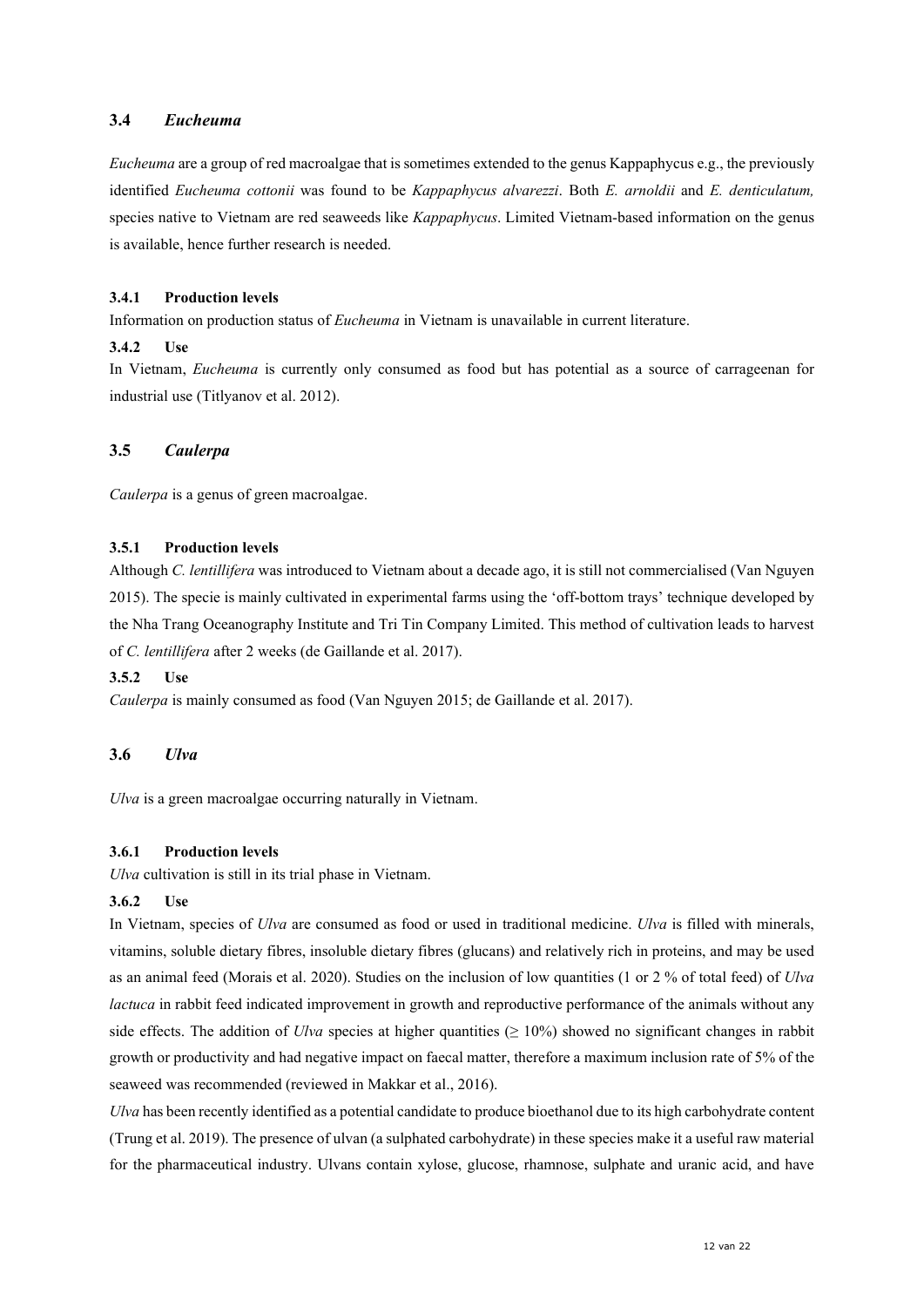## 3.4 *Eucheuma*

*Eucheuma* are a group of red macroalgae that is sometimes extended to the genus Kappaphycus e.g., the previously identified *Eucheuma cottonii* was found to be *Kappaphycus alvarezzi*. Both *E. arnoldii* and *E. denticulatum,* species native to Vietnam are red seaweeds like *Kappaphycus*. Limited Vietnam-based information on the genus is available, hence further research is needed.

### 3.4.1 Production levels

Information on production status of *Eucheuma* in Vietnam is unavailable in current literature.

### 3.4.2 Use

In Vietnam, *Eucheuma* is currently only consumed as food but has potential as a source of carrageenan for industrial use (Titlyanov et al. 2012).

## 3.5 *Caulerpa*

*Caulerpa* is a genus of green macroalgae.

### 3.5.1 Production levels

Although *C. lentillifera* was introduced to Vietnam about a decade ago, it is still not commercialised (Van Nguyen 2015). The specie is mainly cultivated in experimental farms using the 'off-bottom trays' technique developed by the Nha Trang Oceanography Institute and Tri Tin Company Limited. This method of cultivation leads to harvest of *C. lentillifera* after 2 weeks (de Gaillande et al. 2017).

### 3.5.2 Use

*Caulerpa* is mainly consumed as food (Van Nguyen 2015; de Gaillande et al. 2017).

## 3.6 *Ulva*

*Ulva* is a green macroalgae occurring naturally in Vietnam.

### 3.6.1 Production levels

*Ulva* cultivation is still in its trial phase in Vietnam.

### 3.6.2 Use

In Vietnam, species of *Ulva* are consumed as food or used in traditional medicine. *Ulva* is filled with minerals, vitamins, soluble dietary fibres, insoluble dietary fibres (glucans) and relatively rich in proteins, and may be used as an animal feed (Morais et al. 2020). Studies on the inclusion of low quantities (1 or 2 % of total feed) of *Ulva lactuca* in rabbit feed indicated improvement in growth and reproductive performance of the animals without any side effects. The addition of *Ulva* species at higher quantities ($\geq 10\%$) showed no significant changes in rabbit growth or productivity and had negative impact on faecal matter, therefore a maximum inclusion rate of 5% of the seaweed was recommended (reviewed in Makkar et al., 2016).

*Ulva* has been recently identified as a potential candidate to produce bioethanol due to its high carbohydrate content (Trung et al. 2019). The presence of ulvan (a sulphated carbohydrate) in these species make it a useful raw material for the pharmaceutical industry. Ulvans contain xylose, glucose, rhamnose, sulphate and uranic acid, and have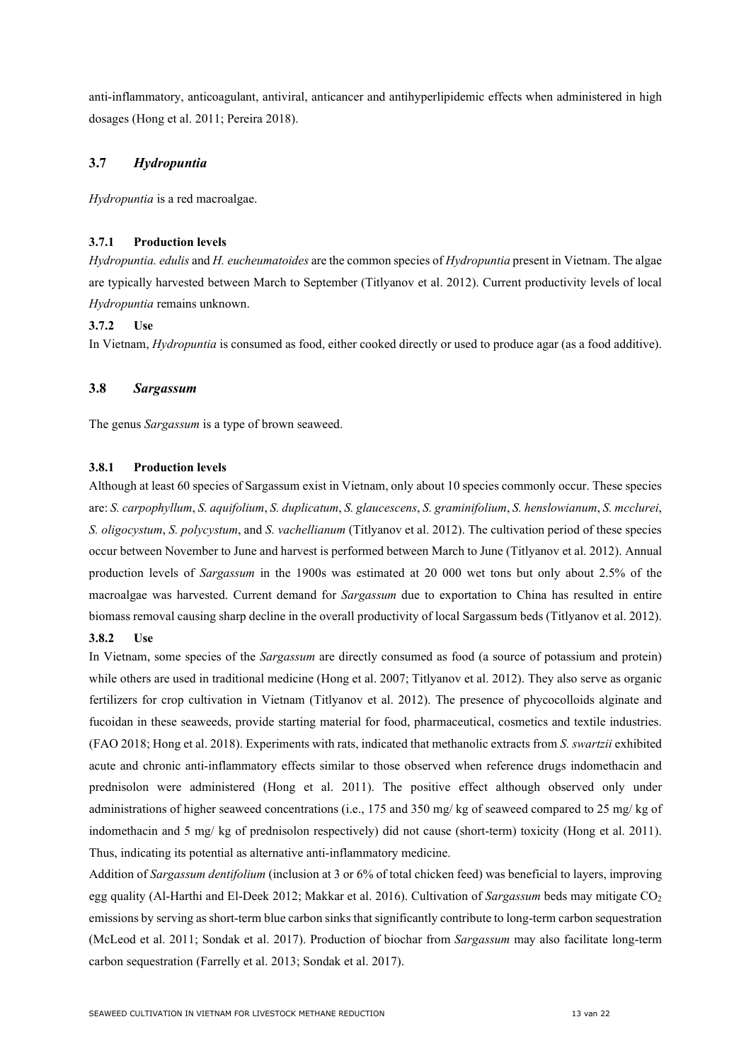anti-inflammatory, anticoagulant, antiviral, anticancer and antihyperlipidemic effects when administered in high dosages (Hong et al. 2011; Pereira 2018).

## 3.7 *Hydropuntia*

*Hydropuntia* is a red macroalgae.

### 3.7.1 Production levels

*Hydropuntia. edulis* and *H. eucheumatoides* are the common species of *Hydropuntia* present in Vietnam. The algae are typically harvested between March to September (Titlyanov et al. 2012). Current productivity levels of local *Hydropuntia* remains unknown.

### 3.7.2 Use

In Vietnam, *Hydropuntia* is consumed as food, either cooked directly or used to produce agar (as a food additive).

## 3.8 *Sargassum*

The genus *Sargassum* is a type of brown seaweed.

### 3.8.1 Production levels

Although at least 60 species of Sargassum exist in Vietnam, only about 10 species commonly occur. These species are: *S. carpophyllum*, *S. aquifolium*, *S. duplicatum*, *S. glaucescens*, *S. graminifolium*, *S. henslowianum*, *S. mcclurei*, *S. oligocystum*, *S. polycystum*, and *S. vachellianum* (Titlyanov et al. 2012). The cultivation period of these species occur between November to June and harvest is performed between March to June (Titlyanov et al. 2012). Annual production levels of *Sargassum* in the 1900s was estimated at 20 000 wet tons but only about 2.5% of the macroalgae was harvested. Current demand for *Sargassum* due to exportation to China has resulted in entire biomass removal causing sharp decline in the overall productivity of local Sargassum beds (Titlyanov et al. 2012).

### 3.8.2 Use

In Vietnam, some species of the *Sargassum* are directly consumed as food (a source of potassium and protein) while others are used in traditional medicine (Hong et al. 2007; Titlyanov et al. 2012). They also serve as organic fertilizers for crop cultivation in Vietnam (Titlyanov et al. 2012). The presence of phycocolloids alginate and fucoidan in these seaweeds, provide starting material for food, pharmaceutical, cosmetics and textile industries. (FAO 2018; Hong et al. 2018). Experiments with rats, indicated that methanolic extracts from *S. swartzii* exhibited acute and chronic anti-inflammatory effects similar to those observed when reference drugs indomethacin and prednisolon were administered (Hong et al. 2011). The positive effect although observed only under administrations of higher seaweed concentrations (i.e., 175 and 350 mg/ kg of seaweed compared to 25 mg/ kg of indomethacin and 5 mg/ kg of prednisolon respectively) did not cause (short-term) toxicity (Hong et al. 2011). Thus, indicating its potential as alternative anti-inflammatory medicine.

Addition of *Sargassum dentifolium* (inclusion at 3 or 6% of total chicken feed) was beneficial to layers, improving egg quality (Al-Harthi and El-Deek 2012; Makkar et al. 2016). Cultivation of *Sargassum* beds may mitigate $CO_2$ emissions by serving as short-term blue carbon sinks that significantly contribute to long-term carbon sequestration (McLeod et al. 2011; Sondak et al. 2017). Production of biochar from *Sargassum* may also facilitate long-term carbon sequestration (Farrelly et al. 2013; Sondak et al. 2017).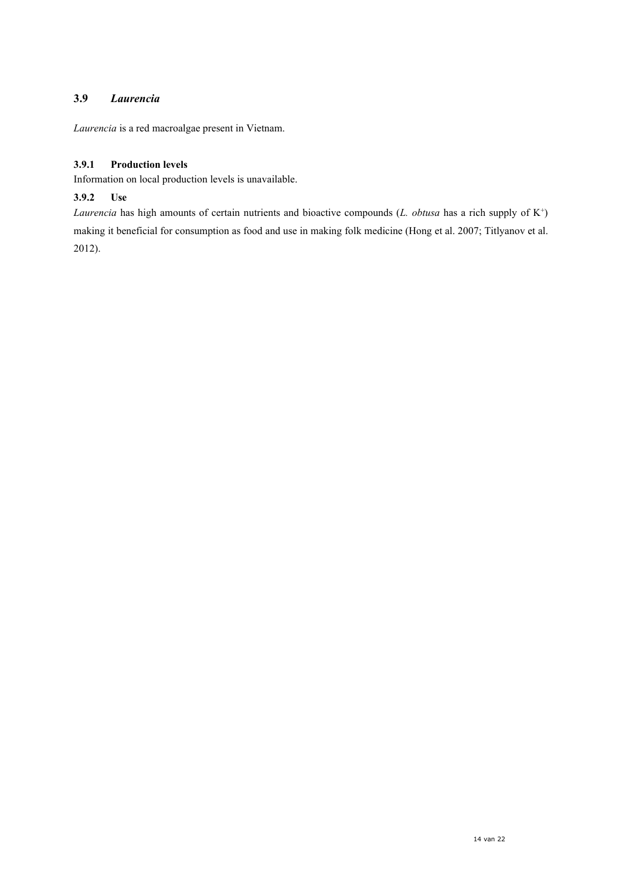## 3.9 *Laurencia*

*Laurencia* is a red macroalgae present in Vietnam.

### 3.9.1 Production levels

Information on local production levels is unavailable.

### 3.9.2 Use

*Laurencia* has high amounts of certain nutrients and bioactive compounds (*L. obtusa* has a rich supply of $K^+$) making it beneficial for consumption as food and use in making folk medicine (Hong et al. 2007; Titlyanov et al. 2012).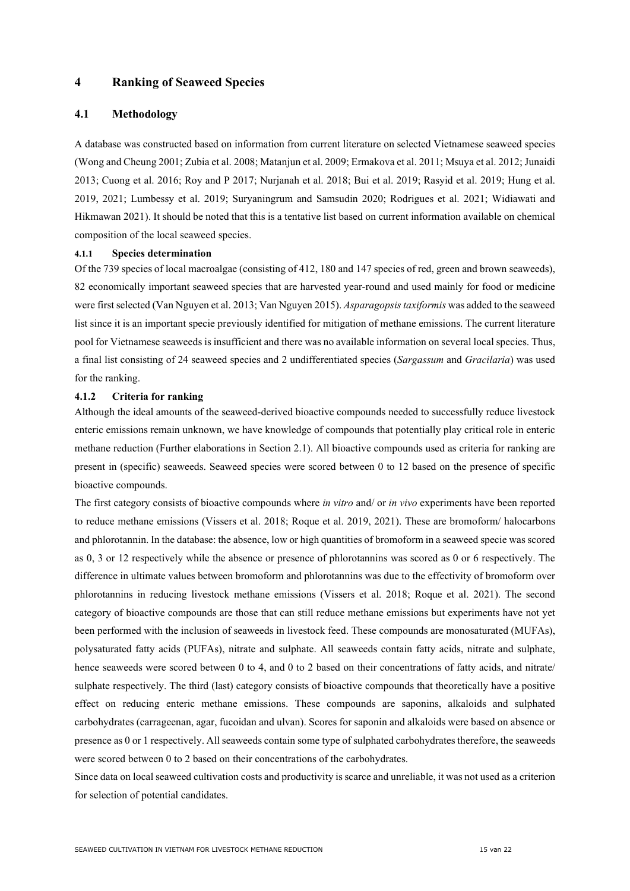# 4 Ranking of Seaweed Species

## 4.1 Methodology

A database was constructed based on information from current literature on selected Vietnamese seaweed species (Wong and Cheung 2001; Zubia et al. 2008; Matanjun et al. 2009; Ermakova et al. 2011; Msuya et al. 2012; Junaidi 2013; Cuong et al. 2016; Roy and P 2017; Nurjanah et al. 2018; Bui et al. 2019; Rasyid et al. 2019; Hung et al. 2019, 2021; Lumbessy et al. 2019; Suryaningrum and Samsudin 2020; Rodrigues et al. 2021; Widiawati and Hikmawan 2021). It should be noted that this is a tentative list based on current information available on chemical composition of the local seaweed species.

### 4.1.1 Species determination

Of the 739 species of local macroalgae (consisting of 412, 180 and 147 species of red, green and brown seaweeds), 82 economically important seaweed species that are harvested year-round and used mainly for food or medicine were first selected (Van Nguyen et al. 2013; Van Nguyen 2015). *Asparagopsis taxiformis* was added to the seaweed list since it is an important specie previously identified for mitigation of methane emissions. The current literature pool for Vietnamese seaweeds is insufficient and there was no available information on several local species. Thus, a final list consisting of 24 seaweed species and 2 undifferentiated species (*Sargassum* and *Gracilaria*) was used for the ranking.

### 4.1.2 Criteria for ranking

Although the ideal amounts of the seaweed-derived bioactive compounds needed to successfully reduce livestock enteric emissions remain unknown, we have knowledge of compounds that potentially play critical role in enteric methane reduction (Further elaborations in Section 2.1). All bioactive compounds used as criteria for ranking are present in (specific) seaweeds. Seaweed species were scored between 0 to 12 based on the presence of specific bioactive compounds.

The first category consists of bioactive compounds where *in vitro* and/ or *in vivo* experiments have been reported to reduce methane emissions (Vissers et al. 2018; Roque et al. 2019, 2021). These are bromoform/ halocarbons and phlorotannin. In the database: the absence, low or high quantities of bromoform in a seaweed specie was scored as 0, 3 or 12 respectively while the absence or presence of phlorotannins was scored as 0 or 6 respectively. The difference in ultimate values between bromoform and phlorotannins was due to the effectivity of bromoform over phlorotannins in reducing livestock methane emissions (Vissers et al. 2018; Roque et al. 2021). The second category of bioactive compounds are those that can still reduce methane emissions but experiments have not yet been performed with the inclusion of seaweeds in livestock feed. These compounds are monosaturated (MUFAs), polysaturated fatty acids (PUFAs), nitrate and sulphate. All seaweeds contain fatty acids, nitrate and sulphate, hence seaweeds were scored between 0 to 4, and 0 to 2 based on their concentrations of fatty acids, and nitrate/ sulphate respectively. The third (last) category consists of bioactive compounds that theoretically have a positive effect on reducing enteric methane emissions. These compounds are saponins, alkaloids and sulphated carbohydrates (carrageenan, agar, fucoidan and ulvan). Scores for saponin and alkaloids were based on absence or presence as 0 or 1 respectively. All seaweeds contain some type of sulphated carbohydrates therefore, the seaweeds were scored between 0 to 2 based on their concentrations of the carbohydrates.

Since data on local seaweed cultivation costs and productivity is scarce and unreliable, it was not used as a criterion for selection of potential candidates.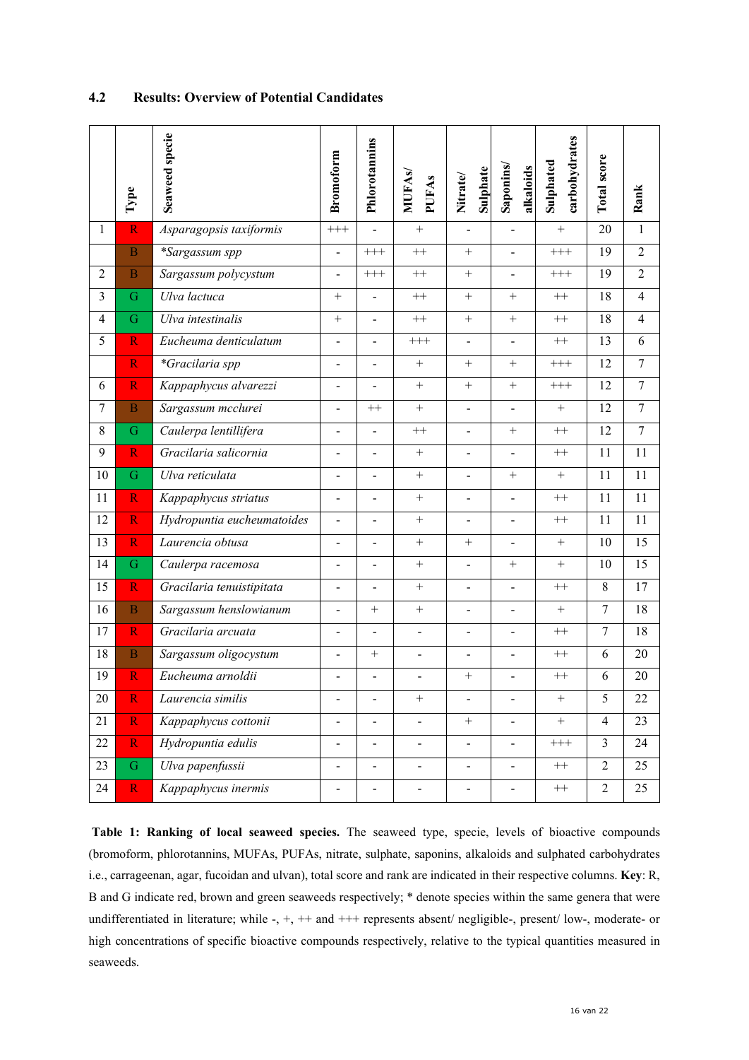### 4.2 Results: Overview of Potential Candidates

| | Type | Seaweed specie | Bromoform | Phlorotannins | MUFAs/ PUFAs | Nitrate/ Sulphate | Saponins/ alkaloids | Sulphated carbohydrates | Total score | Rank |
|---|---|---|---|---|---|---|---|---|---|---|
| 1 | R | *Asparagopsis taxiformis* | +++ | - | + | - | - | + | 20 | 1 |
| | B | **Sargassum spp* | - | +++ | ++ | + | - | +++ | 19 | 2 |
| 2 | B | *Sargassum polycystum* | - | +++ | ++ | + | - | +++ | 19 | 2 |
| 3 | G | *Ulva lactuca* | + | - | ++ | + | + | ++ | 18 | 4 |
| 4 | G | *Ulva intestinalis* | + | - | ++ | + | + | ++ | 18 | 4 |
| 5 | R | *Eucheuma denticulatum* | - | - | +++ | - | - | ++ | 13 | 6 |
| | R | **Gracilaria spp* | - | - | + | + | + | +++ | 12 | 7 |
| 6 | R | *Kappaphycus alvarezzi* | - | - | + | + | + | +++ | 12 | 7 |
| 7 | B | *Sargassum mcclurei* | - | ++ | + | - | - | + | 12 | 7 |
| 8 | G | *Caulerpa lentillifera* | - | - | ++ | - | + | ++ | 12 | 7 |
| 9 | R | *Gracilaria salicornia* | - | - | + | - | - | ++ | 11 | 11 |
| 10 | G | *Ulva reticulata* | - | - | + | - | + | + | 11 | 11 |
| 11 | R | *Kappaphycus striatus* | - | - | + | - | - | ++ | 11 | 11 |
| 12 | R | *Hydropuntia eucheumatoides* | - | - | + | - | - | ++ | 11 | 11 |
| 13 | R | *Laurencia obtusa* | - | - | + | + | - | + | 10 | 15 |
| 14 | G | *Caulerpa racemosa* | - | - | + | - | + | + | 10 | 15 |
| 15 | R | *Gracilaria tenuistipitata* | - | - | + | - | - | ++ | 8 | 17 |
| 16 | B | *Sargassum henslowianum* | - | + | + | - | - | + | 7 | 18 |
| 17 | R | *Gracilaria arcuata* | - | - | - | - | - | ++ | 7 | 18 |
| 18 | B | *Sargassum oligocystum* | - | + | - | - | - | ++ | 6 | 20 |
| 19 | R | *Eucheuma arnoldii* | - | - | - | + | - | ++ | 6 | 20 |
| 20 | R | *Laurencia similis* | - | - | + | - | - | + | 5 | 22 |
| 21 | R | *Kappaphycus cottonii* | - | - | - | + | - | + | 4 | 23 |
| 22 | R | *Hydropuntia edulis* | - | - | - | - | - | +++ | 3 | 24 |
| 23 | G | *Ulva papenfussii* | - | - | - | - | - | ++ | 2 | 25 |
| 24 | R | *Kappaphycus inermis* | - | - | - | - | - | ++ | 2 | 25 |

**Table 1: Ranking of local seaweed species.** The seaweed type, specie, levels of bioactive compounds (bromoform, phlorotannins, MUFAs, PUFAs, nitrate, sulphate, saponins, alkaloids and sulphated carbohydrates i.e., carrageenan, agar, fucoidan and ulvan), total score and rank are indicated in their respective columns. **Key**: R, B and G indicate red, brown and green seaweeds respectively; * denote species within the same genera that were undifferentiated in literature; while -, +, ++ and +++ represents absent/ negligible-, present/ low-, moderate- or high concentrations of specific bioactive compounds respectively, relative to the typical quantities measured in seaweeds.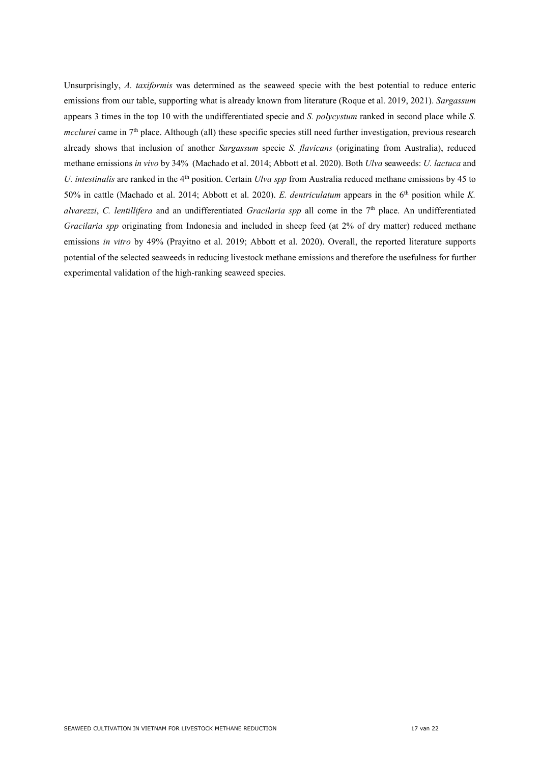Unsurprisingly, *A. taxiformis* was determined as the seaweed specie with the best potential to reduce enteric emissions from our table, supporting what is already known from literature (Roque et al. 2019, 2021). *Sargassum* appears 3 times in the top 10 with the undifferentiated specie and *S. polycystum* ranked in second place while *S. mcclurei* came in 7th place. Although (all) these specific species still need further investigation, previous research already shows that inclusion of another *Sargassum* specie *S. flavicans* (originating from Australia), reduced methane emissions *in vivo* by 34% (Machado et al. 2014; Abbott et al. 2020). Both *Ulva* seaweeds: *U. lactuca* and *U. intestinalis* are ranked in the 4th position. Certain *Ulva spp* from Australia reduced methane emissions by 45 to 50% in cattle (Machado et al. 2014; Abbott et al. 2020). *E. dentriculatum* appears in the 6th position while *K. alvarezzi*, *C. lentillifera* and an undifferentiated *Gracilaria spp* all come in the 7th place. An undifferentiated *Gracilaria spp* originating from Indonesia and included in sheep feed (at 2% of dry matter) reduced methane emissions *in vitro* by 49% (Prayitno et al. 2019; Abbott et al. 2020). Overall, the reported literature supports potential of the selected seaweeds in reducing livestock methane emissions and therefore the usefulness for further experimental validation of the high-ranking seaweed species.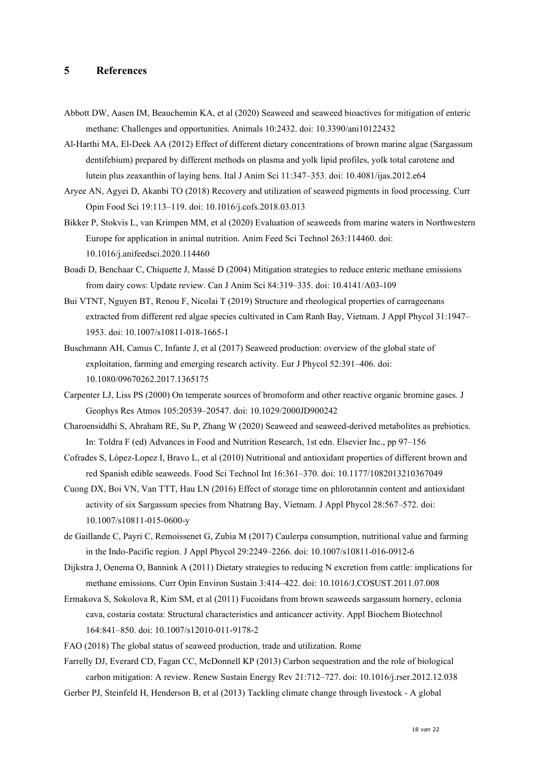# 5 References

Abbott DW, Aasen IM, Beauchemin KA, et al (2020) Seaweed and seaweed bioactives for mitigation of enteric methane: Challenges and opportunities. Animals 10:2432. doi: 10.3390/ani10122432

Al-Harthi MA, El-Deek AA (2012) Effect of different dietary concentrations of brown marine algae (Sargassum dentifebium) prepared by different methods on plasma and yolk lipid profiles, yolk total carotene and lutein plus zeaxanthin of laying hens. Ital J Anim Sci 11:347–353. doi: 10.4081/ijas.2012.e64

Aryee AN, Agyei D, Akanbi TO (2018) Recovery and utilization of seaweed pigments in food processing. Curr Opin Food Sci 19:113–119. doi: 10.1016/j.cofs.2018.03.013

Bikker P, Stokvis L, van Krimpen MM, et al (2020) Evaluation of seaweeds from marine waters in Northwestern Europe for application in animal nutrition. Anim Feed Sci Technol 263:114460. doi: 10.1016/j.anifeedsci.2020.114460

Boadi D, Benchaar C, Chiquette J, Massé D (2004) Mitigation strategies to reduce enteric methane emissions from dairy cows: Update review. Can J Anim Sci 84:319–335. doi: 10.4141/A03-109

Bui VTNT, Nguyen BT, Renou F, Nicolai T (2019) Structure and rheological properties of carrageenans extracted from different red algae species cultivated in Cam Ranh Bay, Vietnam. J Appl Phycol 31:1947–1953. doi: 10.1007/s10811-018-1665-1

Buschmann AH, Camus C, Infante J, et al (2017) Seaweed production: overview of the global state of exploitation, farming and emerging research activity. Eur J Phycol 52:391–406. doi: 10.1080/09670262.2017.1365175

Carpenter LJ, Liss PS (2000) On temperate sources of bromoform and other reactive organic bromine gases. J Geophys Res Atmos 105:20539–20547. doi: 10.1029/2000JD900242

Charoensiddhi S, Abraham RE, Su P, Zhang W (2020) Seaweed and seaweed-derived metabolites as prebiotics. In: Toldra F (ed) Advances in Food and Nutrition Research, 1st edn. Elsevier Inc., pp 97–156

Cofrades S, López-Lopez I, Bravo L, et al (2010) Nutritional and antioxidant properties of different brown and red Spanish edible seaweeds. Food Sci Technol Int 16:361–370. doi: 10.1177/1082013210367049

Cuong DX, Boi VN, Van TTT, Hau LN (2016) Effect of storage time on phlorotannin content and antioxidant activity of six Sargassum species from Nhatrang Bay, Vietnam. J Appl Phycol 28:567–572. doi: 10.1007/s10811-015-0600-y

de Gaillande C, Payri C, Remoissenet G, Zubia M (2017) Caulerpa consumption, nutritional value and farming in the Indo-Pacific region. J Appl Phycol 29:2249–2266. doi: 10.1007/s10811-016-0912-6

Dijkstra J, Oenema O, Bannink A (2011) Dietary strategies to reducing N excretion from cattle: implications for methane emissions. Curr Opin Environ Sustain 3:414–422. doi: 10.1016/J.COSUST.2011.07.008

Ermakova S, Sokolova R, Kim SM, et al (2011) Fucoidans from brown seaweeds sargassum hornery, eclonia cava, costaria costata: Structural characteristics and anticancer activity. Appl Biochem Biotechnol 164:841–850. doi: 10.1007/s12010-011-9178-2

FAO (2018) The global status of seaweed production, trade and utilization. Rome

Farrelly DJ, Everard CD, Fagan CC, McDonnell KP (2013) Carbon sequestration and the role of biological carbon mitigation: A review. Renew Sustain Energy Rev 21:712–727. doi: 10.1016/j.rser.2012.12.038

Gerber PJ, Steinfeld H, Henderson B, et al (2013) Tackling climate change through livestock - A global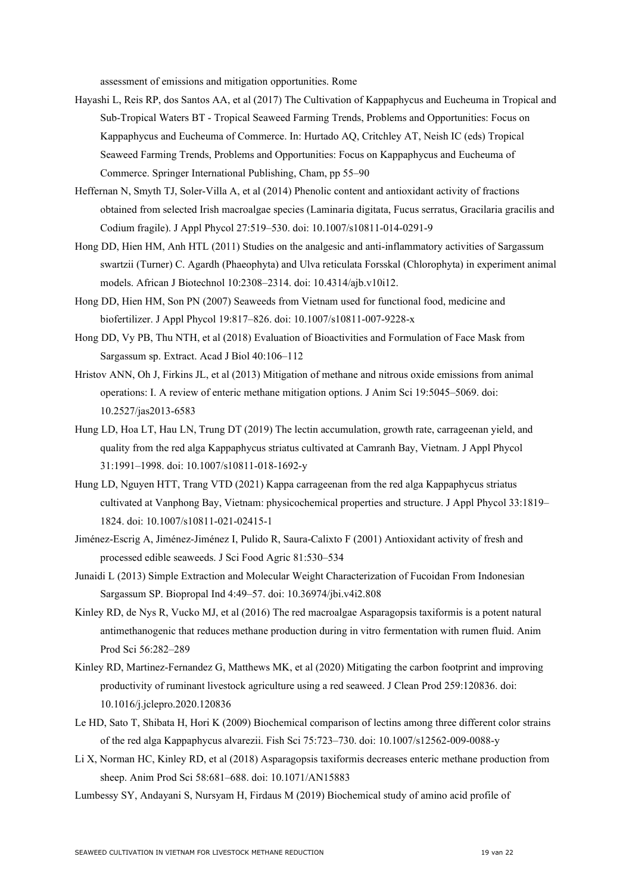assessment of emissions and mitigation opportunities. Rome

Hayashi L, Reis RP, dos Santos AA, et al (2017) The Cultivation of Kappaphycus and Eucheuma in Tropical and Sub-Tropical Waters BT - Tropical Seaweed Farming Trends, Problems and Opportunities: Focus on Kappaphycus and Eucheuma of Commerce. In: Hurtado AQ, Critchley AT, Neish IC (eds) Tropical Seaweed Farming Trends, Problems and Opportunities: Focus on Kappaphycus and Eucheuma of Commerce. Springer International Publishing, Cham, pp 55–90

Heffernan N, Smyth TJ, Soler-Villa A, et al (2014) Phenolic content and antioxidant activity of fractions obtained from selected Irish macroalgae species (Laminaria digitata, Fucus serratus, Gracilaria gracilis and Codium fragile). J Appl Phycol 27:519–530. doi: 10.1007/s10811-014-0291-9

Hong DD, Hien HM, Anh HTL (2011) Studies on the analgesic and anti-inflammatory activities of Sargassum swartzii (Turner) C. Agardh (Phaeophyta) and Ulva reticulata Forsskal (Chlorophyta) in experiment animal models. African J Biotechnol 10:2308–2314. doi: 10.4314/ajb.v10i12.

Hong DD, Hien HM, Son PN (2007) Seaweeds from Vietnam used for functional food, medicine and biofertilizer. J Appl Phycol 19:817–826. doi: 10.1007/s10811-007-9228-x

Hong DD, Vy PB, Thu NTH, et al (2018) Evaluation of Bioactivities and Formulation of Face Mask from Sargassum sp. Extract. Acad J Biol 40:106–112

Hristov ANN, Oh J, Firkins JL, et al (2013) Mitigation of methane and nitrous oxide emissions from animal operations: I. A review of enteric methane mitigation options. J Anim Sci 19:5045–5069. doi: 10.2527/jas2013-6583

Hung LD, Hoa LT, Hau LN, Trung DT (2019) The lectin accumulation, growth rate, carrageenan yield, and quality from the red alga Kappaphycus striatus cultivated at Camranh Bay, Vietnam. J Appl Phycol 31:1991–1998. doi: 10.1007/s10811-018-1692-y

Hung LD, Nguyen HTT, Trang VTD (2021) Kappa carrageenan from the red alga Kappaphycus striatus cultivated at Vanphong Bay, Vietnam: physicochemical properties and structure. J Appl Phycol 33:1819–1824. doi: 10.1007/s10811-021-02415-1

Jiménez-Escrig A, Jiménez-Jiménez I, Pulido R, Saura-Calixto F (2001) Antioxidant activity of fresh and processed edible seaweeds. J Sci Food Agric 81:530–534

Junaidi L (2013) Simple Extraction and Molecular Weight Characterization of Fucoidan From Indonesian Sargassum SP. Biopropal Ind 4:49–57. doi: 10.36974/jbi.v4i2.808

Kinley RD, de Nys R, Vucko MJ, et al (2016) The red macroalgae Asparagopsis taxiformis is a potent natural antimethanogenic that reduces methane production during in vitro fermentation with rumen fluid. Anim Prod Sci 56:282–289

Kinley RD, Martinez-Fernandez G, Matthews MK, et al (2020) Mitigating the carbon footprint and improving productivity of ruminant livestock agriculture using a red seaweed. J Clean Prod 259:120836. doi: 10.1016/j.jclepro.2020.120836

Le HD, Sato T, Shibata H, Hori K (2009) Biochemical comparison of lectins among three different color strains of the red alga Kappaphycus alvarezii. Fish Sci 75:723–730. doi: 10.1007/s12562-009-0088-y

Li X, Norman HC, Kinley RD, et al (2018) Asparagopsis taxiformis decreases enteric methane production from sheep. Anim Prod Sci 58:681–688. doi: 10.1071/AN15883

Lumbessy SY, Andayani S, Nursyam H, Firdaus M (2019) Biochemical study of amino acid profile of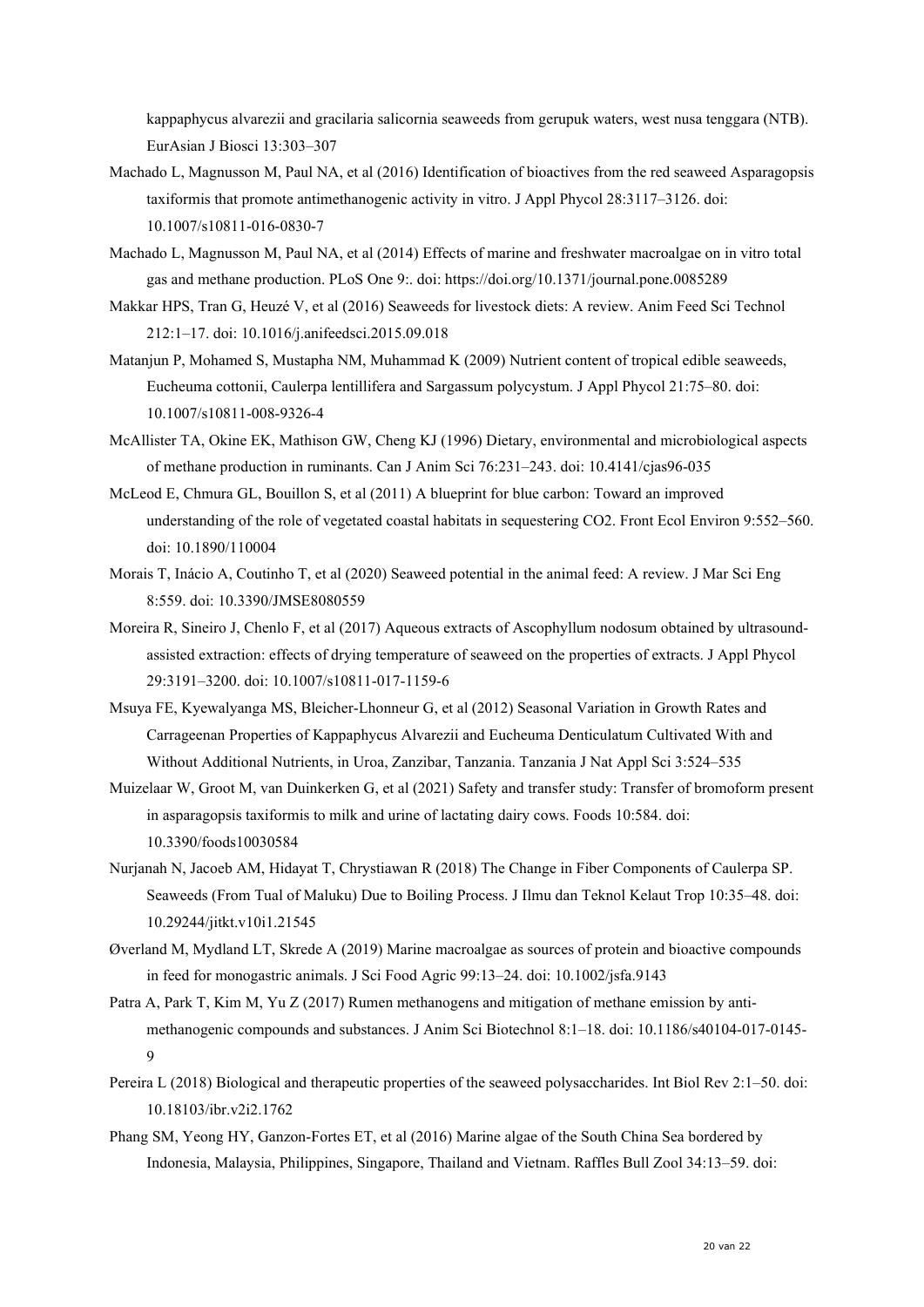kappaphycus alvarezii and gracilaria salicornia seaweeds from gerupuk waters, west nusa tenggara (NTB). EurAsian J Biosci 13:303–307

Machado L, Magnusson M, Paul NA, et al (2016) Identification of bioactives from the red seaweed Asparagopsis taxiformis that promote antimethanogenic activity in vitro. J Appl Phycol 28:3117–3126. doi: 10.1007/s10811-016-0830-7

Machado L, Magnusson M, Paul NA, et al (2014) Effects of marine and freshwater macroalgae on in vitro total gas and methane production. PLoS One 9:. doi: https://doi.org/10.1371/journal.pone.0085289

Makkar HPS, Tran G, Heuzé V, et al (2016) Seaweeds for livestock diets: A review. Anim Feed Sci Technol 212:1–17. doi: 10.1016/j.anifeedsci.2015.09.018

Matanjun P, Mohamed S, Mustapha NM, Muhammad K (2009) Nutrient content of tropical edible seaweeds, Eucheuma cottonii, Caulerpa lentillifera and Sargassum polycystum. J Appl Phycol 21:75–80. doi: 10.1007/s10811-008-9326-4

McAllister TA, Okine EK, Mathison GW, Cheng KJ (1996) Dietary, environmental and microbiological aspects of methane production in ruminants. Can J Anim Sci 76:231–243. doi: 10.4141/cjas96-035

McLeod E, Chmura GL, Bouillon S, et al (2011) A blueprint for blue carbon: Toward an improved understanding of the role of vegetated coastal habitats in sequestering CO2. Front Ecol Environ 9:552–560. doi: 10.1890/110004

Morais T, Inácio A, Coutinho T, et al (2020) Seaweed potential in the animal feed: A review. J Mar Sci Eng 8:559. doi: 10.3390/JMSE8080559

Moreira R, Sineiro J, Chenlo F, et al (2017) Aqueous extracts of Ascophyllum nodosum obtained by ultrasound-assisted extraction: effects of drying temperature of seaweed on the properties of extracts. J Appl Phycol 29:3191–3200. doi: 10.1007/s10811-017-1159-6

Msuya FE, Kyewalyanga MS, Bleicher-Lhonneur G, et al (2012) Seasonal Variation in Growth Rates and Carrageenan Properties of Kappaphycus Alvarezii and Eucheuma Denticulatum Cultivated With and Without Additional Nutrients, in Uroa, Zanzibar, Tanzania. Tanzania J Nat Appl Sci 3:524–535

Muizelaar W, Groot M, van Duinkerken G, et al (2021) Safety and transfer study: Transfer of bromoform present in asparagopsis taxiformis to milk and urine of lactating dairy cows. Foods 10:584. doi: 10.3390/foods10030584

Nurjanah N, Jacoeb AM, Hidayat T, Chrystiawan R (2018) The Change in Fiber Components of Caulerpa SP. Seaweeds (From Tual of Maluku) Due to Boiling Process. J Ilmu dan Teknol Kelaut Trop 10:35–48. doi: 10.29244/jitkt.v10i1.21545

Øverland M, Mydland LT, Skrede A (2019) Marine macroalgae as sources of protein and bioactive compounds in feed for monogastric animals. J Sci Food Agric 99:13–24. doi: 10.1002/jsfa.9143

Patra A, Park T, Kim M, Yu Z (2017) Rumen methanogens and mitigation of methane emission by anti-methanogenic compounds and substances. J Anim Sci Biotechnol 8:1–18. doi: 10.1186/s40104-017-0145-9

Pereira L (2018) Biological and therapeutic properties of the seaweed polysaccharides. Int Biol Rev 2:1–50. doi: 10.18103/ibr.v2i2.1762

Phang SM, Yeong HY, Ganzon-Fortes ET, et al (2016) Marine algae of the South China Sea bordered by Indonesia, Malaysia, Philippines, Singapore, Thailand and Vietnam. Raffles Bull Zool 34:13–59. doi: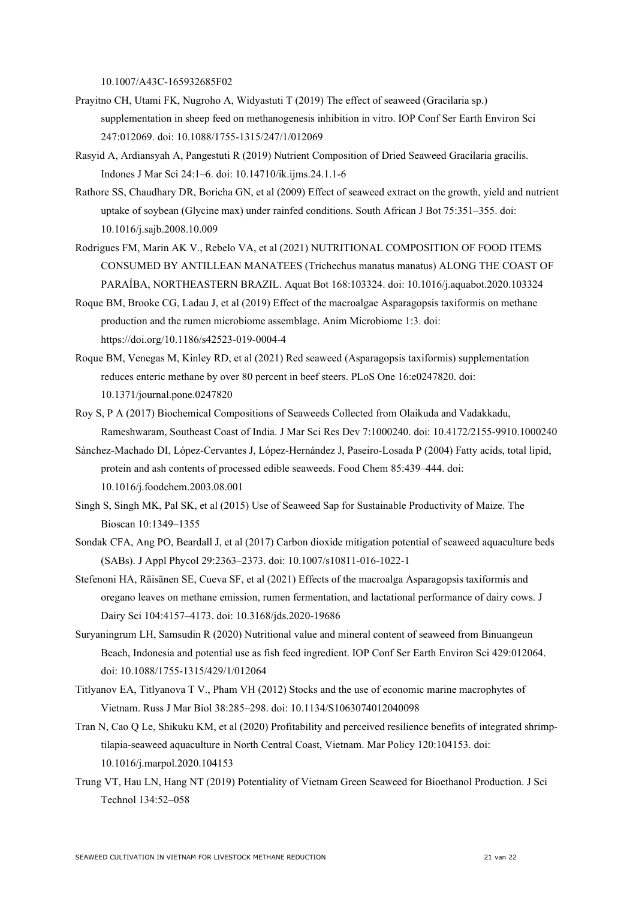10.1007/A43C-165932685F02

Prayitno CH, Utami FK, Nugroho A, Widyastuti T (2019) The effect of seaweed (Gracilaria sp.) supplementation in sheep feed on methanogenesis inhibition in vitro. IOP Conf Ser Earth Environ Sci 247:012069. doi: 10.1088/1755-1315/247/1/012069

Rasyid A, Ardiansyah A, Pangestuti R (2019) Nutrient Composition of Dried Seaweed Gracilaria gracilis. Indones J Mar Sci 24:1–6. doi: 10.14710/ik.ijms.24.1.1-6

Rathore SS, Chaudhary DR, Boricha GN, et al (2009) Effect of seaweed extract on the growth, yield and nutrient uptake of soybean (Glycine max) under rainfed conditions. South African J Bot 75:351–355. doi: 10.1016/j.sajb.2008.10.009

Rodrigues FM, Marin AK V., Rebelo VA, et al (2021) NUTRITIONAL COMPOSITION OF FOOD ITEMS CONSUMED BY ANTILLEAN MANATEES (Trichechus manatus manatus) ALONG THE COAST OF PARAÍBA, NORTHEASTERN BRAZIL. Aquat Bot 168:103324. doi: 10.1016/j.aquabot.2020.103324

Roque BM, Brooke CG, Ladau J, et al (2019) Effect of the macroalgae Asparagopsis taxiformis on methane production and the rumen microbiome assemblage. Anim Microbiome 1:3. doi: https://doi.org/10.1186/s42523-019-0004-4

Roque BM, Venegas M, Kinley RD, et al (2021) Red seaweed (Asparagopsis taxiformis) supplementation reduces enteric methane by over 80 percent in beef steers. PLoS One 16:e0247820. doi: 10.1371/journal.pone.0247820

Roy S, P A (2017) Biochemical Compositions of Seaweeds Collected from Olaikuda and Vadakkadu, Rameshwaram, Southeast Coast of India. J Mar Sci Res Dev 7:1000240. doi: 10.4172/2155-9910.1000240

Sánchez-Machado DI, López-Cervantes J, López-Hernández J, Paseiro-Losada P (2004) Fatty acids, total lipid, protein and ash contents of processed edible seaweeds. Food Chem 85:439–444. doi: 10.1016/j.foodchem.2003.08.001

Singh S, Singh MK, Pal SK, et al (2015) Use of Seaweed Sap for Sustainable Productivity of Maize. The Bioscan 10:1349–1355

Sondak CFA, Ang PO, Beardall J, et al (2017) Carbon dioxide mitigation potential of seaweed aquaculture beds (SABs). J Appl Phycol 29:2363–2373. doi: 10.1007/s10811-016-1022-1

Stefenoni HA, Räisänen SE, Cueva SF, et al (2021) Effects of the macroalga Asparagopsis taxiformis and oregano leaves on methane emission, rumen fermentation, and lactational performance of dairy cows. J Dairy Sci 104:4157–4173. doi: 10.3168/jds.2020-19686

Suryaningrum LH, Samsudin R (2020) Nutritional value and mineral content of seaweed from Binuangeun Beach, Indonesia and potential use as fish feed ingredient. IOP Conf Ser Earth Environ Sci 429:012064. doi: 10.1088/1755-1315/429/1/012064

Titlyanov EA, Titlyanova T V., Pham VH (2012) Stocks and the use of economic marine macrophytes of Vietnam. Russ J Mar Biol 38:285–298. doi: 10.1134/S1063074012040098

Tran N, Cao Q Le, Shikuku KM, et al (2020) Profitability and perceived resilience benefits of integrated shrimp-tilapia-seaweed aquaculture in North Central Coast, Vietnam. Mar Policy 120:104153. doi: 10.1016/j.marpol.2020.104153

Trung VT, Hau LN, Hang NT (2019) Potentiality of Vietnam Green Seaweed for Bioethanol Production. J Sci Technol 134:52–058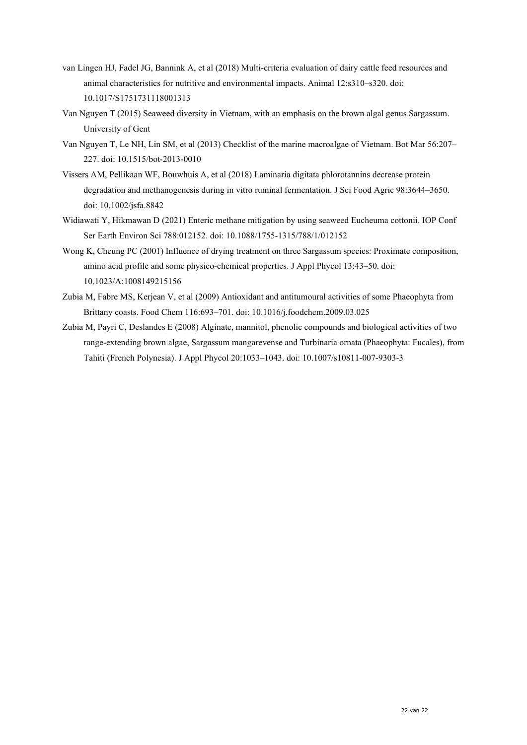van Lingen HJ, Fadel JG, Bannink A, et al (2018) Multi-criteria evaluation of dairy cattle feed resources and animal characteristics for nutritive and environmental impacts. Animal 12:s310–s320. doi: 10.1017/S1751731118001313

Van Nguyen T (2015) Seaweed diversity in Vietnam, with an emphasis on the brown algal genus Sargassum. University of Gent

Van Nguyen T, Le NH, Lin SM, et al (2013) Checklist of the marine macroalgae of Vietnam. Bot Mar 56:207–227. doi: 10.1515/bot-2013-0010

Vissers AM, Pellikaan WF, Bouwhuis A, et al (2018) Laminaria digitata phlorotannins decrease protein degradation and methanogenesis during in vitro ruminal fermentation. J Sci Food Agric 98:3644–3650. doi: 10.1002/jsfa.8842

Widiawati Y, Hikmawan D (2021) Enteric methane mitigation by using seaweed Eucheuma cottonii. IOP Conf Ser Earth Environ Sci 788:012152. doi: 10.1088/1755-1315/788/1/012152

Wong K, Cheung PC (2001) Influence of drying treatment on three Sargassum species: Proximate composition, amino acid profile and some physico-chemical properties. J Appl Phycol 13:43–50. doi: 10.1023/A:1008149215156

Zubia M, Fabre MS, Kerjean V, et al (2009) Antioxidant and antitumoural activities of some Phaeophyta from Brittany coasts. Food Chem 116:693–701. doi: 10.1016/j.foodchem.2009.03.025

Zubia M, Payri C, Deslandes E (2008) Alginate, mannitol, phenolic compounds and biological activities of two range-extending brown algae, Sargassum mangarevense and Turbinaria ornata (Phaeophyta: Fucales), from Tahiti (French Polynesia). J Appl Phycol 20:1033–1043. doi: 10.1007/s10811-007-9303-3